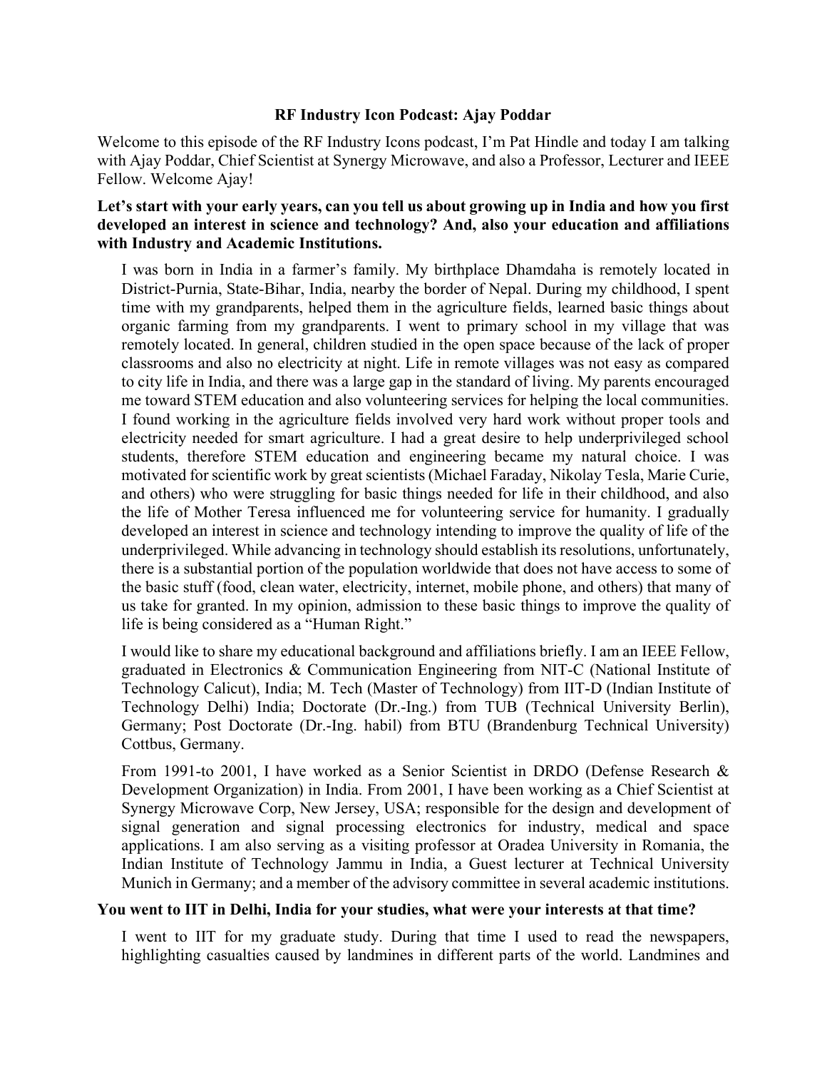# RF Industry Icon Podcast: Ajay Poddar

Welcome to this episode of the RF Industry Icons podcast, I'm Pat Hindle and today I am talking with Ajay Poddar, Chief Scientist at Synergy Microwave, and also a Professor, Lecturer and IEEE Fellow. Welcome Ajay!

**Let's start with your early years, can you tell us about growing up in India and how you first developed an interest in science and technology? And, also your education and affiliations with Industry and Academic Institutions.**

I was born in India in a farmer's family. My birthplace Dhamdaha is remotely located in District-Purnia, State-Bihar, India, nearby the border of Nepal. During my childhood, I spent time with my grandparents, helped them in the agriculture fields, learned basic things about organic farming from my grandparents. I went to primary school in my village that was remotely located. In general, children studied in the open space because of the lack of proper classrooms and also no electricity at night. Life in remote villages was not easy as compared to city life in India, and there was a large gap in the standard of living. My parents encouraged me toward STEM education and also volunteering services for helping the local communities. I found working in the agriculture fields involved very hard work without proper tools and electricity needed for smart agriculture. I had a great desire to help underprivileged school students, therefore STEM education and engineering became my natural choice. I was motivated for scientific work by great scientists (Michael Faraday, Nikolay Tesla, Marie Curie, and others) who were struggling for basic things needed for life in their childhood, and also the life of Mother Teresa influenced me for volunteering service for humanity. I gradually developed an interest in science and technology intending to improve the quality of life of the underprivileged. While advancing in technology should establish its resolutions, unfortunately, there is a substantial portion of the population worldwide that does not have access to some of the basic stuff (food, clean water, electricity, internet, mobile phone, and others) that many of us take for granted. In my opinion, admission to these basic things to improve the quality of life is being considered as a "Human Right."

I would like to share my educational background and affiliations briefly. I am an IEEE Fellow, graduated in Electronics & Communication Engineering from NIT-C (National Institute of Technology Calicut), India; M. Tech (Master of Technology) from IIT-D (Indian Institute of Technology Delhi) India; Doctorate (Dr.-Ing.) from TUB (Technical University Berlin), Germany; Post Doctorate (Dr.-Ing. habil) from BTU (Brandenburg Technical University) Cottbus, Germany.

From 1991-to 2001, I have worked as a Senior Scientist in DRDO (Defense Research & Development Organization) in India. From 2001, I have been working as a Chief Scientist at Synergy Microwave Corp, New Jersey, USA; responsible for the design and development of signal generation and signal processing electronics for industry, medical and space applications. I am also serving as a visiting professor at Oradea University in Romania, the Indian Institute of Technology Jammu in India, a Guest lecturer at Technical University Munich in Germany; and a member of the advisory committee in several academic institutions.

**You went to IIT in Delhi, India for your studies, what were your interests at that time?**

I went to IIT for my graduate study. During that time I used to read the newspapers, highlighting casualties caused by landmines in different parts of the world. Landmines and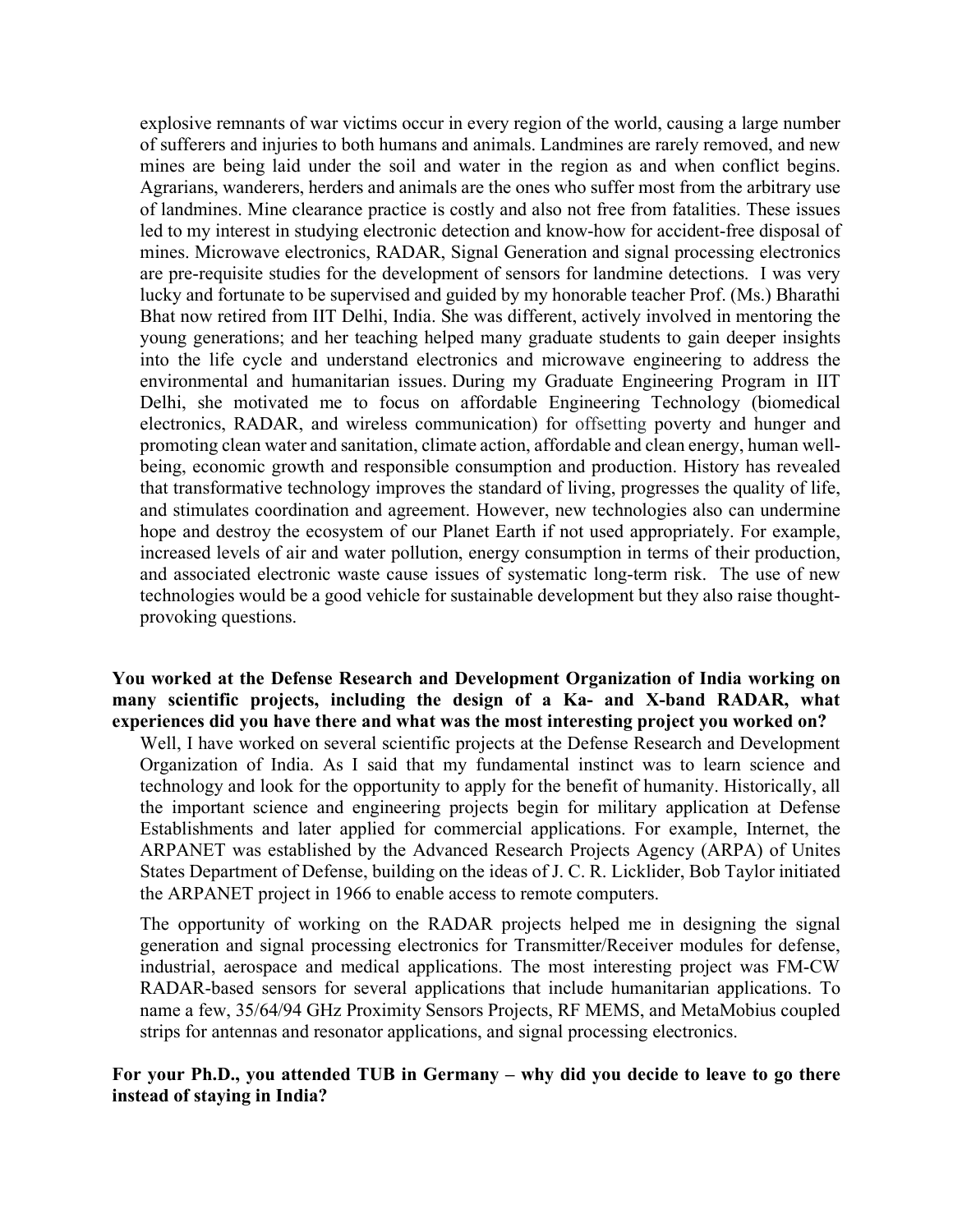explosive remnants of war victims occur in every region of the world, causing a large number of sufferers and injuries to both humans and animals. Landmines are rarely removed, and new mines are being laid under the soil and water in the region as and when conflict begins. Agrarians, wanderers, herders and animals are the ones who suffer most from the arbitrary use of landmines. Mine clearance practice is costly and also not free from fatalities. These issues led to my interest in studying electronic detection and know-how for accident-free disposal of mines. Microwave electronics, RADAR, Signal Generation and signal processing electronics are pre-requisite studies for the development of sensors for landmine detections. I was very lucky and fortunate to be supervised and guided by my honorable teacher Prof. (Ms.) Bharathi Bhat now retired from IIT Delhi, India. She was different, actively involved in mentoring the young generations; and her teaching helped many graduate students to gain deeper insights into the life cycle and understand electronics and microwave engineering to address the environmental and humanitarian issues. During my Graduate Engineering Program in IIT Delhi, she motivated me to focus on affordable Engineering Technology (biomedical electronics, RADAR, and wireless communication) for offsetting poverty and hunger and promoting clean water and sanitation, climate action, affordable and clean energy, human well-being, economic growth and responsible consumption and production. History has revealed that transformative technology improves the standard of living, progresses the quality of life, and stimulates coordination and agreement. However, new technologies also can undermine hope and destroy the ecosystem of our Planet Earth if not used appropriately. For example, increased levels of air and water pollution, energy consumption in terms of their production, and associated electronic waste cause issues of systematic long-term risk. The use of new technologies would be a good vehicle for sustainable development but they also raise thought-provoking questions.

**You worked at the Defense Research and Development Organization of India working on many scientific projects, including the design of a Ka- and X-band RADAR, what experiences did you have there and what was the most interesting project you worked on?**

Well, I have worked on several scientific projects at the Defense Research and Development Organization of India. As I said that my fundamental instinct was to learn science and technology and look for the opportunity to apply for the benefit of humanity. Historically, all the important science and engineering projects begin for military application at Defense Establishments and later applied for commercial applications. For example, Internet, the ARPANET was established by the Advanced Research Projects Agency (ARPA) of Unites States Department of Defense, building on the ideas of J. C. R. Licklider, Bob Taylor initiated the ARPANET project in 1966 to enable access to remote computers.

The opportunity of working on the RADAR projects helped me in designing the signal generation and signal processing electronics for Transmitter/Receiver modules for defense, industrial, aerospace and medical applications. The most interesting project was FM-CW RADAR-based sensors for several applications that include humanitarian applications. To name a few, 35/64/94 GHz Proximity Sensors Projects, RF MEMS, and MetaMobius coupled strips for antennas and resonator applications, and signal processing electronics.

**For your Ph.D., you attended TUB in Germany – why did you decide to leave to go there instead of staying in India?**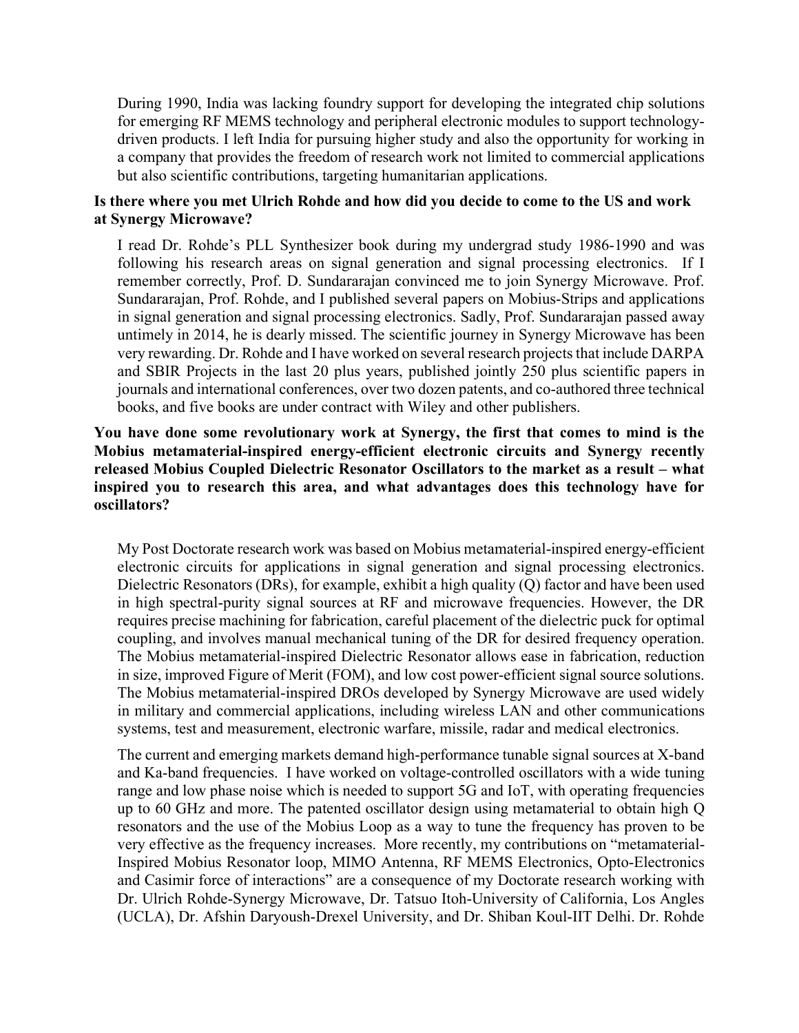During 1990, India was lacking foundry support for developing the integrated chip solutions for emerging RF MEMS technology and peripheral electronic modules to support technology-driven products. I left India for pursuing higher study and also the opportunity for working in a company that provides the freedom of research work not limited to commercial applications but also scientific contributions, targeting humanitarian applications.

**Is there where you met Ulrich Rohde and how did you decide to come to the US and work at Synergy Microwave?**

I read Dr. Rohde's PLL Synthesizer book during my undergrad study 1986-1990 and was following his research areas on signal generation and signal processing electronics. If I remember correctly, Prof. D. Sundararajan convinced me to join Synergy Microwave. Prof. Sundararajan, Prof. Rohde, and I published several papers on Mobius-Strips and applications in signal generation and signal processing electronics. Sadly, Prof. Sundararajan passed away untimely in 2014, he is dearly missed. The scientific journey in Synergy Microwave has been very rewarding. Dr. Rohde and I have worked on several research projects that include DARPA and SBIR Projects in the last 20 plus years, published jointly 250 plus scientific papers in journals and international conferences, over two dozen patents, and co-authored three technical books, and five books are under contract with Wiley and other publishers.

**You have done some revolutionary work at Synergy, the first that comes to mind is the Mobius metamaterial-inspired energy-efficient electronic circuits and Synergy recently released Mobius Coupled Dielectric Resonator Oscillators to the market as a result – what inspired you to research this area, and what advantages does this technology have for oscillators?**

My Post Doctorate research work was based on Mobius metamaterial-inspired energy-efficient electronic circuits for applications in signal generation and signal processing electronics. Dielectric Resonators (DRs), for example, exhibit a high quality (Q) factor and have been used in high spectral-purity signal sources at RF and microwave frequencies. However, the DR requires precise machining for fabrication, careful placement of the dielectric puck for optimal coupling, and involves manual mechanical tuning of the DR for desired frequency operation. The Mobius metamaterial-inspired Dielectric Resonator allows ease in fabrication, reduction in size, improved Figure of Merit (FOM), and low cost power-efficient signal source solutions. The Mobius metamaterial-inspired DROs developed by Synergy Microwave are used widely in military and commercial applications, including wireless LAN and other communications systems, test and measurement, electronic warfare, missile, radar and medical electronics.

The current and emerging markets demand high-performance tunable signal sources at X-band and Ka-band frequencies. I have worked on voltage-controlled oscillators with a wide tuning range and low phase noise which is needed to support 5G and IoT, with operating frequencies up to 60 GHz and more. The patented oscillator design using metamaterial to obtain high Q resonators and the use of the Mobius Loop as a way to tune the frequency has proven to be very effective as the frequency increases. More recently, my contributions on "metamaterial-Inspired Mobius Resonator loop, MIMO Antenna, RF MEMS Electronics, Opto-Electronics and Casimir force of interactions" are a consequence of my Doctorate research working with Dr. Ulrich Rohde-Synergy Microwave, Dr. Tatsuo Itoh-University of California, Los Angles (UCLA), Dr. Afshin Daryoush-Drexel University, and Dr. Shiban Koul-IIT Delhi. Dr. Rohde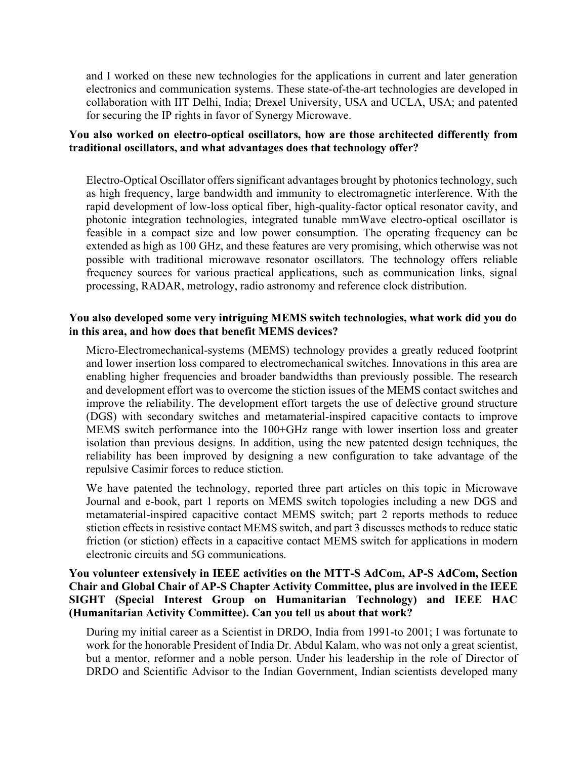and I worked on these new technologies for the applications in current and later generation electronics and communication systems. These state-of-the-art technologies are developed in collaboration with IIT Delhi, India; Drexel University, USA and UCLA, USA; and patented for securing the IP rights in favor of Synergy Microwave.

**You also worked on electro-optical oscillators, how are those architected differently from traditional oscillators, and what advantages does that technology offer?**

Electro-Optical Oscillator offers significant advantages brought by photonics technology, such as high frequency, large bandwidth and immunity to electromagnetic interference. With the rapid development of low-loss optical fiber, high-quality-factor optical resonator cavity, and photonic integration technologies, integrated tunable mmWave electro-optical oscillator is feasible in a compact size and low power consumption. The operating frequency can be extended as high as 100 GHz, and these features are very promising, which otherwise was not possible with traditional microwave resonator oscillators. The technology offers reliable frequency sources for various practical applications, such as communication links, signal processing, RADAR, metrology, radio astronomy and reference clock distribution.

**You also developed some very intriguing MEMS switch technologies, what work did you do in this area, and how does that benefit MEMS devices?**

Micro-Electromechanical-systems (MEMS) technology provides a greatly reduced footprint and lower insertion loss compared to electromechanical switches. Innovations in this area are enabling higher frequencies and broader bandwidths than previously possible. The research and development effort was to overcome the stiction issues of the MEMS contact switches and improve the reliability. The development effort targets the use of defective ground structure (DGS) with secondary switches and metamaterial-inspired capacitive contacts to improve MEMS switch performance into the 100+GHz range with lower insertion loss and greater isolation than previous designs. In addition, using the new patented design techniques, the reliability has been improved by designing a new configuration to take advantage of the repulsive Casimir forces to reduce stiction.

We have patented the technology, reported three part articles on this topic in Microwave Journal and e-book, part 1 reports on MEMS switch topologies including a new DGS and metamaterial-inspired capacitive contact MEMS switch; part 2 reports methods to reduce stiction effects in resistive contact MEMS switch, and part 3 discusses methods to reduce static friction (or stiction) effects in a capacitive contact MEMS switch for applications in modern electronic circuits and 5G communications.

**You volunteer extensively in IEEE activities on the MTT-S AdCom, AP-S AdCom, Section Chair and Global Chair of AP-S Chapter Activity Committee, plus are involved in the IEEE SIGHT (Special Interest Group on Humanitarian Technology) and IEEE HAC (Humanitarian Activity Committee). Can you tell us about that work?**

During my initial career as a Scientist in DRDO, India from 1991-to 2001; I was fortunate to work for the honorable President of India Dr. Abdul Kalam, who was not only a great scientist, but a mentor, reformer and a noble person. Under his leadership in the role of Director of DRDO and Scientific Advisor to the Indian Government, Indian scientists developed many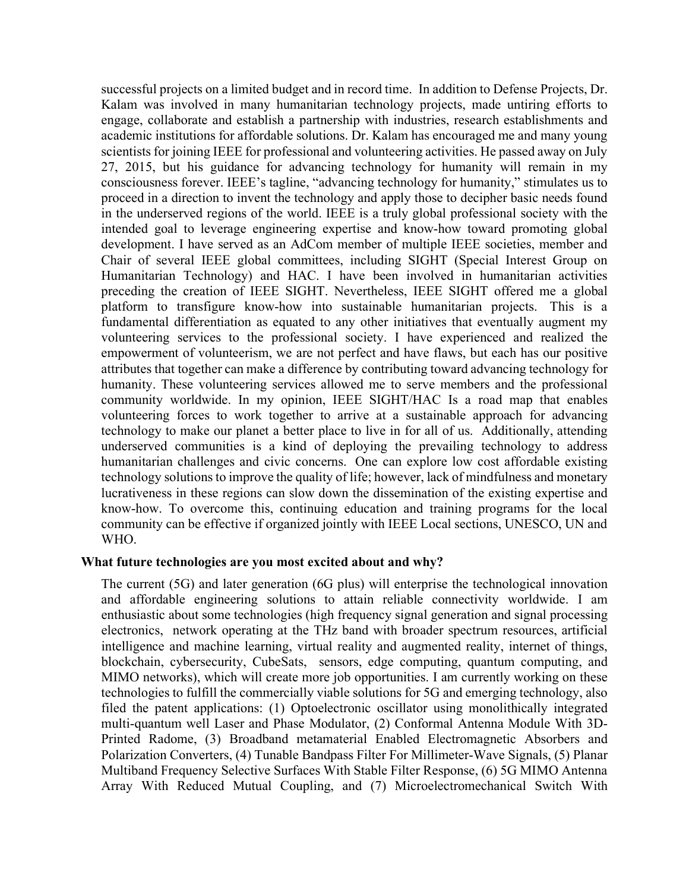successful projects on a limited budget and in record time. In addition to Defense Projects, Dr. Kalam was involved in many humanitarian technology projects, made untiring efforts to engage, collaborate and establish a partnership with industries, research establishments and academic institutions for affordable solutions. Dr. Kalam has encouraged me and many young scientists for joining IEEE for professional and volunteering activities. He passed away on July 27, 2015, but his guidance for advancing technology for humanity will remain in my consciousness forever. IEEE's tagline, "advancing technology for humanity," stimulates us to proceed in a direction to invent the technology and apply those to decipher basic needs found in the underserved regions of the world. IEEE is a truly global professional society with the intended goal to leverage engineering expertise and know-how toward promoting global development. I have served as an AdCom member of multiple IEEE societies, member and Chair of several IEEE global committees, including SIGHT (Special Interest Group on Humanitarian Technology) and HAC. I have been involved in humanitarian activities preceding the creation of IEEE SIGHT. Nevertheless, IEEE SIGHT offered me a global platform to transfigure know-how into sustainable humanitarian projects. This is a fundamental differentiation as equated to any other initiatives that eventually augment my volunteering services to the professional society. I have experienced and realized the empowerment of volunteerism, we are not perfect and have flaws, but each has our positive attributes that together can make a difference by contributing toward advancing technology for humanity. These volunteering services allowed me to serve members and the professional community worldwide. In my opinion, IEEE SIGHT/HAC Is a road map that enables volunteering forces to work together to arrive at a sustainable approach for advancing technology to make our planet a better place to live in for all of us. Additionally, attending underserved communities is a kind of deploying the prevailing technology to address humanitarian challenges and civic concerns. One can explore low cost affordable existing technology solutions to improve the quality of life; however, lack of mindfulness and monetary lucrativeness in these regions can slow down the dissemination of the existing expertise and know-how. To overcome this, continuing education and training programs for the local community can be effective if organized jointly with IEEE Local sections, UNESCO, UN and WHO.

**What future technologies are you most excited about and why?**

The current (5G) and later generation (6G plus) will enterprise the technological innovation and affordable engineering solutions to attain reliable connectivity worldwide. I am enthusiastic about some technologies (high frequency signal generation and signal processing electronics, network operating at the THz band with broader spectrum resources, artificial intelligence and machine learning, virtual reality and augmented reality, internet of things, blockchain, cybersecurity, CubeSats, sensors, edge computing, quantum computing, and MIMO networks), which will create more job opportunities. I am currently working on these technologies to fulfill the commercially viable solutions for 5G and emerging technology, also filed the patent applications: (1) Optoelectronic oscillator using monolithically integrated multi-quantum well Laser and Phase Modulator, (2) Conformal Antenna Module With 3D-Printed Radome, (3) Broadband metamaterial Enabled Electromagnetic Absorbers and Polarization Converters, (4) Tunable Bandpass Filter For Millimeter-Wave Signals, (5) Planar Multiband Frequency Selective Surfaces With Stable Filter Response, (6) 5G MIMO Antenna Array With Reduced Mutual Coupling, and (7) Microelectromechanical Switch With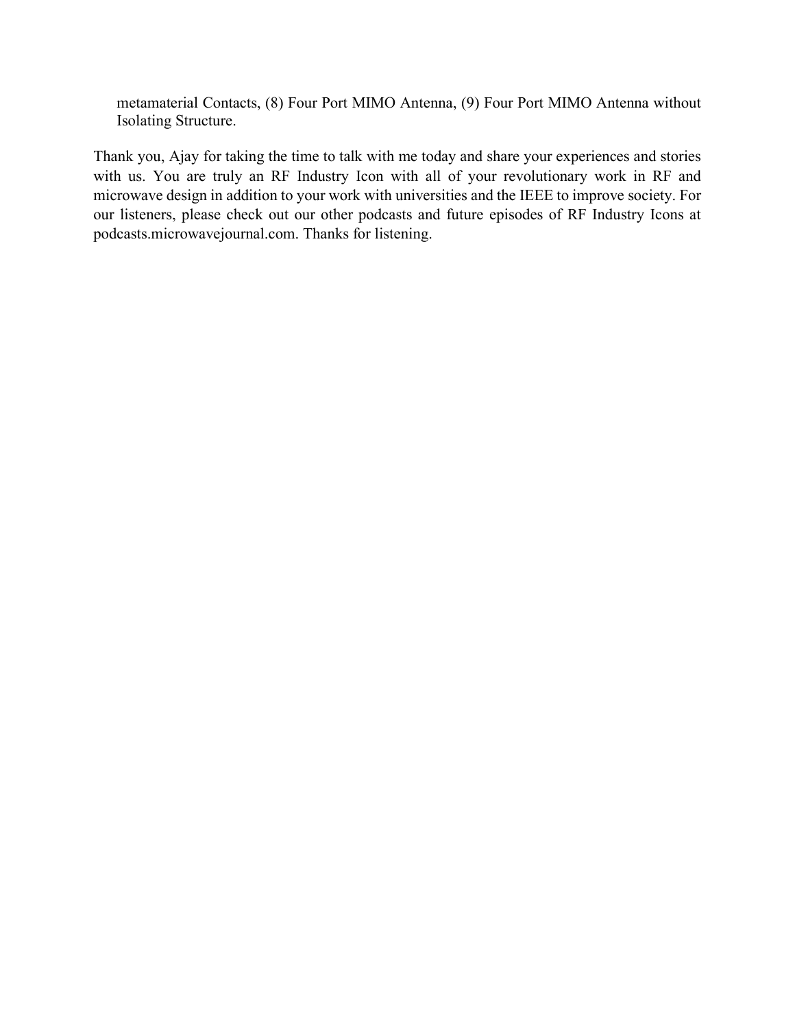metamaterial Contacts, (8) Four Port MIMO Antenna, (9) Four Port MIMO Antenna without Isolating Structure.

Thank you, Ajay for taking the time to talk with me today and share your experiences and stories with us. You are truly an RF Industry Icon with all of your revolutionary work in RF and microwave design in addition to your work with universities and the IEEE to improve society. For our listeners, please check out our other podcasts and future episodes of RF Industry Icons at podcasts.microwavejournal.com. Thanks for listening.